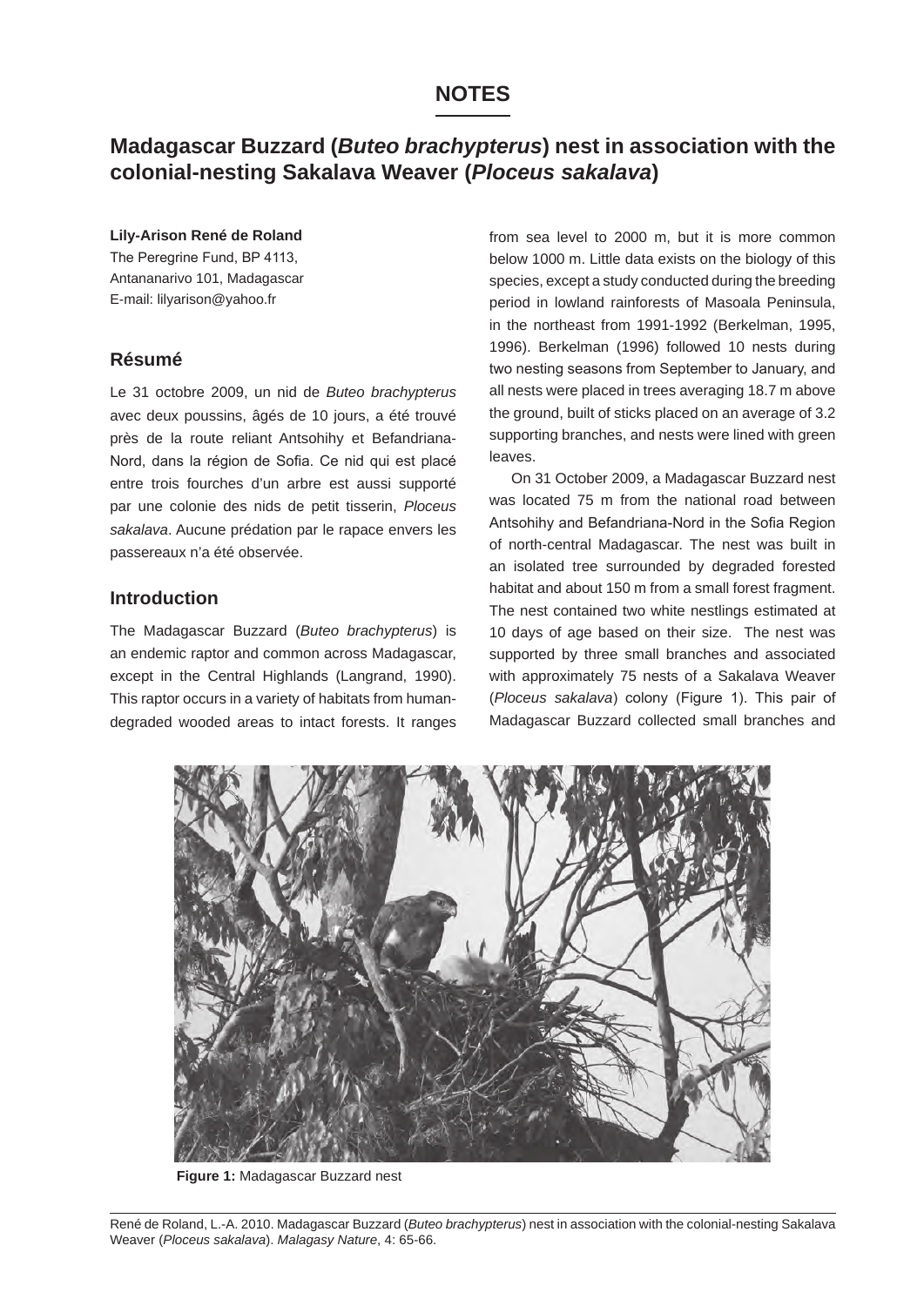# NOTES

## Madagascar Buzzard (*Buteo brachypterus*) nest in association with the colonial-nesting Sakalava Weaver (*Ploceus sakalava*)

**Lily-Arison René de Roland**
The Peregrine Fund, BP 4113,
Antananarivo 101, Madagascar
E-mail: lilyarison@yahoo.fr

### Résumé

Le 31 octobre 2009, un nid de *Buteo brachypterus* avec deux poussins, âgés de 10 jours, a été trouvé près de la route reliant Antsohihy et Befandriana-Nord, dans la région de Sofia. Ce nid qui est placé entre trois fourches d'un arbre est aussi supporté par une colonie des nids de petit tisserin, *Ploceus sakalava*. Aucune prédation par le rapace envers les passereaux n'a été observée.

### Introduction

The Madagascar Buzzard (*Buteo brachypterus*) is an endemic raptor and common across Madagascar, except in the Central Highlands (Langrand, 1990). This raptor occurs in a variety of habitats from human-degraded wooded areas to intact forests. It ranges from sea level to 2000 m, but it is more common below 1000 m. Little data exists on the biology of this species, except a study conducted during the breeding period in lowland rainforests of Masoala Peninsula, in the northeast from 1991-1992 (Berkelman, 1995, 1996). Berkelman (1996) followed 10 nests during two nesting seasons from September to January, and all nests were placed in trees averaging 18.7 m above the ground, built of sticks placed on an average of 3.2 supporting branches, and nests were lined with green leaves.

On 31 October 2009, a Madagascar Buzzard nest was located 75 m from the national road between Antsohihy and Befandriana-Nord in the Sofia Region of north-central Madagascar. The nest was built in an isolated tree surrounded by degraded forested habitat and about 150 m from a small forest fragment. The nest contained two white nestlings estimated at 10 days of age based on their size. The nest was supported by three small branches and associated with approximately 75 nests of a Sakalava Weaver (*Ploceus sakalava*) colony (Figure 1). This pair of Madagascar Buzzard collected small branches and

**Figure 1:** Madagascar Buzzard nest

René de Roland, L.-A. 2010. Madagascar Buzzard (*Buteo brachypterus*) nest in association with the colonial-nesting Sakalava Weaver (*Ploceus sakalava*). *Malagasy Nature*, 4: 65-66.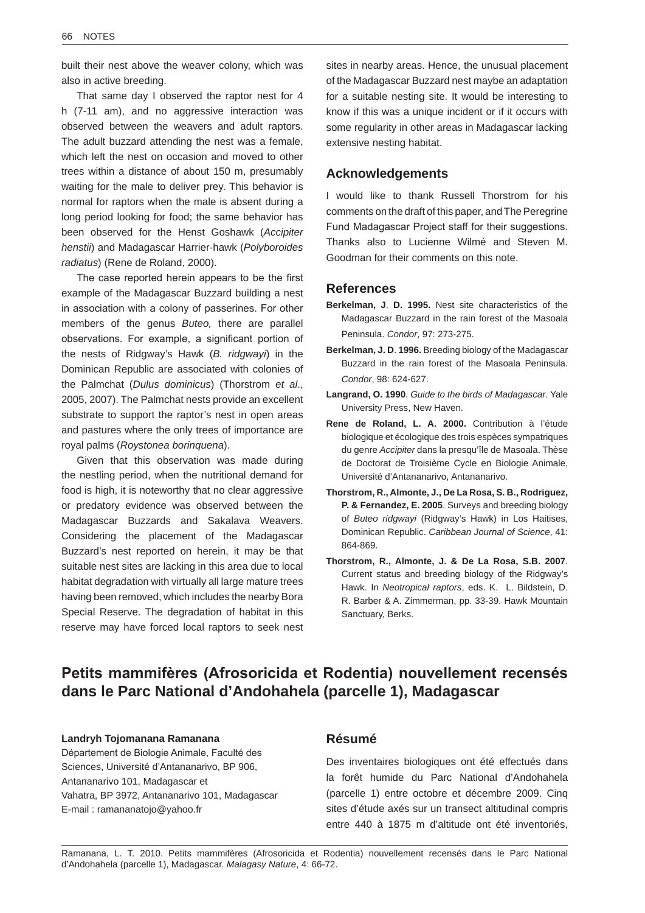built their nest above the weaver colony, which was also in active breeding.

That same day I observed the raptor nest for 4 h (7-11 am), and no aggressive interaction was observed between the weavers and adult raptors. The adult buzzard attending the nest was a female, which left the nest on occasion and moved to other trees within a distance of about 150 m, presumably waiting for the male to deliver prey. This behavior is normal for raptors when the male is absent during a long period looking for food; the same behavior has been observed for the Henst Goshawk (*Accipiter henstii*) and Madagascar Harrier-hawk (*Polyboroides radiatus*) (Rene de Roland, 2000).

The case reported herein appears to be the first example of the Madagascar Buzzard building a nest in association with a colony of passerines. For other members of the genus *Buteo,* there are parallel observations. For example, a significant portion of the nests of Ridgway's Hawk (*B. ridgwayi*) in the Dominican Republic are associated with colonies of the Palmchat (*Dulus dominicus*) (Thorstrom *et al*., 2005, 2007). The Palmchat nests provide an excellent substrate to support the raptor's nest in open areas and pastures where the only trees of importance are royal palms (*Roystonea borinquena*).

Given that this observation was made during the nestling period, when the nutritional demand for food is high, it is noteworthy that no clear aggressive or predatory evidence was observed between the Madagascar Buzzards and Sakalava Weavers. Considering the placement of the Madagascar Buzzard's nest reported on herein, it may be that suitable nest sites are lacking in this area due to local habitat degradation with virtually all large mature trees having been removed, which includes the nearby Bora Special Reserve. The degradation of habitat in this reserve may have forced local raptors to seek nest sites in nearby areas. Hence, the unusual placement of the Madagascar Buzzard nest maybe an adaptation for a suitable nesting site. It would be interesting to know if this was a unique incident or if it occurs with some regularity in other areas in Madagascar lacking extensive nesting habitat.

## Acknowledgements

I would like to thank Russell Thorstrom for his comments on the draft of this paper, and The Peregrine Fund Madagascar Project staff for their suggestions. Thanks also to Lucienne Wilmé and Steven M. Goodman for their comments on this note.

## References

**Berkelman, J**. **D. 1995.** Nest site characteristics of the Madagascar Buzzard in the rain forest of the Masoala Peninsula. *Condor*, 97: 273-275.

**Berkelman, J. D**. **1996.** Breeding biology of the Madagascar Buzzard in the rain forest of the Masoala Peninsula. *Condor*, 98: 624-627.

**Langrand, O. 1990**. *Guide to the birds of Madagascar*. Yale University Press, New Haven.

**Rene de Roland, L. A. 2000.** Contribution à l'étude biologique et écologique des trois espèces sympatriques du genre *Accipiter* dans la presqu'île de Masoala. Thèse de Doctorat de Troisième Cycle en Biologie Animale, Université d'Antananarivo, Antananarivo.

**Thorstrom, R., Almonte, J., De La Rosa, S. B., Rodriguez, P. & Fernandez, E. 2005**. Surveys and breeding biology of *Buteo ridgwayi* (Ridgway's Hawk) in Los Haitises, Dominican Republic. *Caribbean Journal of Science*, 41: 864-869.

**Thorstrom, R., Almonte, J. & De La Rosa, S.B. 2007**. Current status and breeding biology of the Ridgway's Hawk. In *Neotropical raptors*, eds. K. L. Bildstein, D. R. Barber & A. Zimmerman, pp. 33-39. Hawk Mountain Sanctuary, Berks.

# Petits mammifères (Afrosoricida et Rodentia) nouvellement recensés dans le Parc National d'Andohahela (parcelle 1), Madagascar

**Landryh Tojomanana Ramanana**
Département de Biologie Animale, Faculté des Sciences, Université d'Antananarivo, BP 906, Antananarivo 101, Madagascar et
Vahatra, BP 3972, Antananarivo 101, Madagascar
E-mail : ramananatojo@yahoo.fr

## Résumé

Des inventaires biologiques ont été effectués dans la forêt humide du Parc National d'Andohahela (parcelle 1) entre octobre et décembre 2009. Cinq sites d'étude axés sur un transect altitudinal compris entre 440 à 1875 m d'altitude ont été inventoriés,

Ramanana, L. T. 2010. Petits mammifères (Afrosoricida et Rodentia) nouvellement recensés dans le Parc National d'Andohahela (parcelle 1), Madagascar. *Malagasy Nature*, 4: 66-72.